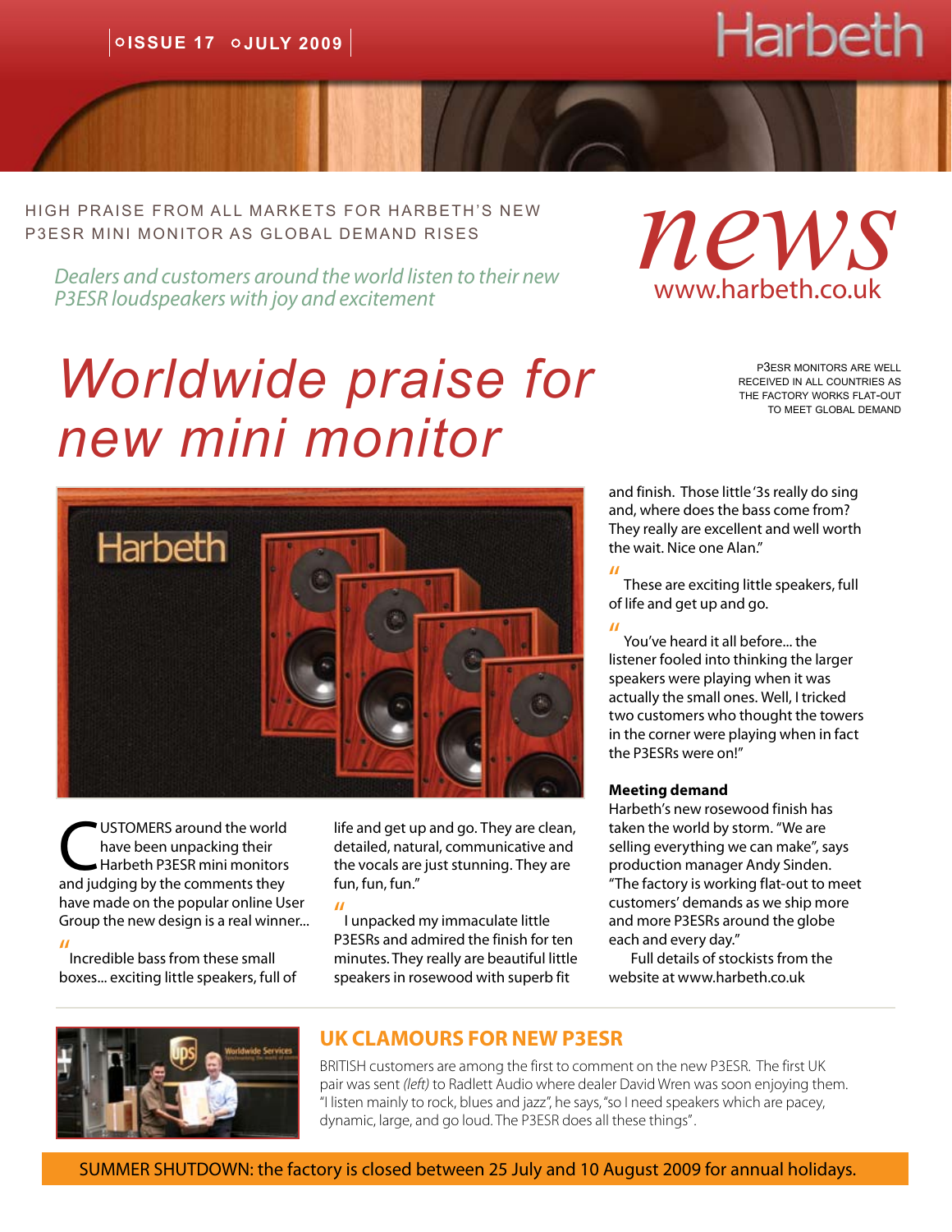ISSUE 17 JULY 2009

Harbeth

HIGH PRAISE FROM ALL MARKETS FOR HARBETH'S NEW P3ESR MINI MONITOR AS GLOBAL DEMAND RISES

*Dealers and customers around the world listen to their new P3ESR loudspeakers with joy and excitement*

# *news*

www.harbeth.co.uk

# *Worldwide praise for new mini monitor*

P3ESR MONITORS ARE WELL RECEIVED IN ALL COUNTRIES AS THE FACTORY WORKS FLAT-OUT TO MEET GLOBAL DEMAND

CUSTOMERS around the world have been unpacking their Harbeth P3ESR mini monitors and judging by the comments they have made on the popular online User Group the new design is a real winner...

"Incredible bass from these small boxes... exciting little speakers, full of life and get up and go. They are clean, detailed, natural, communicative and the vocals are just stunning. They are fun, fun, fun."

"I unpacked my immaculate little P3ESRs and admired the finish for ten minutes. They really are beautiful little speakers in rosewood with superb fit and finish. Those little '3s really do sing and, where does the bass come from? They really are excellent and well worth the wait. Nice one Alan."

"These are exciting little speakers, full of life and get up and go.

"You've heard it all before... the listener fooled into thinking the larger speakers were playing when it was actually the small ones. Well, I tricked two customers who thought the towers in the corner were playing when in fact the P3ESRs were on!"

**Meeting demand**

Harbeth's new rosewood finish has taken the world by storm. "We are selling everything we can make", says production manager Andy Sinden. "The factory is working flat-out to meet customers' demands as we ship more and more P3ESRs around the globe each and every day."

Full details of stockists from the website at www.harbeth.co.uk

## UK CLAMOURS FOR NEW P3ESR

BRITISH customers are among the first to comment on the new P3ESR. The first UK pair was sent *(left)* to Radlett Audio where dealer David Wren was soon enjoying them. "I listen mainly to rock, blues and jazz", he says, "so I need speakers which are pacey, dynamic, large, and go loud. The P3ESR does all these things".

SUMMER SHUTDOWN: the factory is closed between 25 July and 10 August 2009 for annual holidays.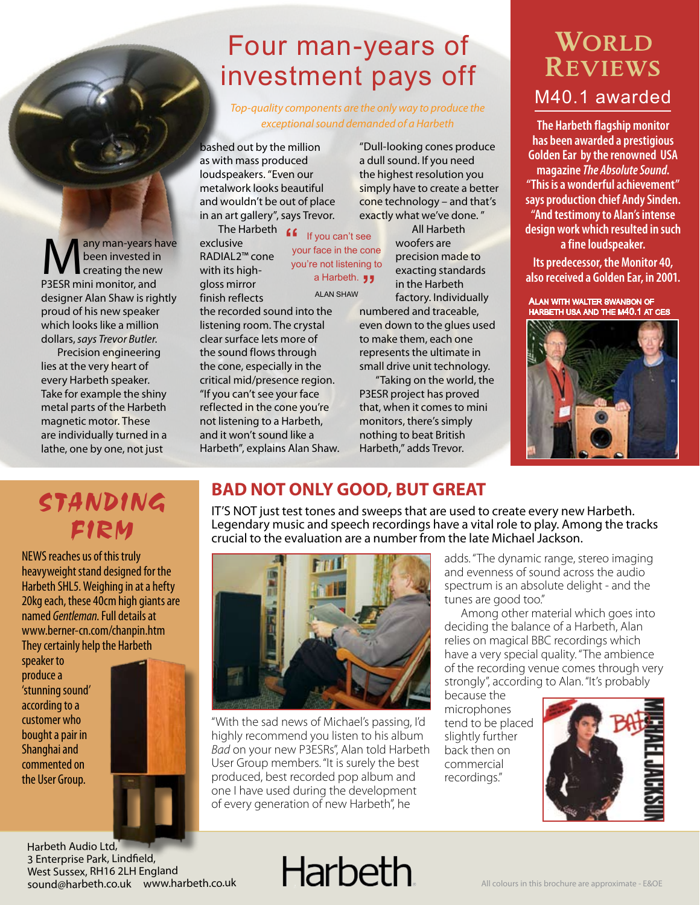# Four man-years of investment pays off

*Top-quality components are the only way to produce the exceptional sound demanded of a Harbeth*

Many man-years have been invested in creating the new P3ESR mini monitor, and designer Alan Shaw is rightly proud of his new speaker which looks like a million dollars, *says Trevor Butler.*

Precision engineering lies at the very heart of every Harbeth speaker. Take for example the shiny metal parts of the Harbeth magnetic motor. These are individually turned in a lathe, one by one, not just bashed out by the million as with mass produced loudspeakers. "Even our metalwork looks beautiful and wouldn't be out of place in an art gallery", says Trevor.

The Harbeth exclusive RADIAL2™ cone with its high-gloss mirror finish reflects the recorded sound into the listening room. The crystal clear surface lets more of the sound flows through the cone, especially in the critical mid/presence region. "If you can't see your face reflected in the cone you're not listening to a Harbeth, and it won't sound like a Harbeth", explains Alan Shaw.

> "If you can't see your face in the cone you're not listening to a Harbeth."
> ALAN SHAW

"Dull-looking cones produce a dull sound. If you need the highest resolution you simply have to create a better cone technology – and that's exactly what we've done."

All Harbeth woofers are precision made to exacting standards in the Harbeth factory. Individually numbered and traceable, even down to the glues used to make them, each one represents the ultimate in small drive unit technology.

"Taking on the world, the P3ESR project has proved that, when it comes to mini monitors, there's simply nothing to beat British Harbeth," adds Trevor.

## World Reviews

### M40.1 awarded

**The Harbeth flagship monitor has been awarded a prestigious Golden Ear by the renowned USA magazine *The Absolute Sound*. "This is a wonderful achievement" says production chief Andy Sinden. "And testimony to Alan's intense design work which resulted in such a fine loudspeaker.**

**Its predecessor, the Monitor 40, also received a Golden Ear, in 2001.**

ALAN WITH WALTER SWANSON OF HARBETH USA AND THE M40.1 AT CES

## Standing Firm

NEWS reaches us of this truly heavyweight stand designed for the Harbeth SHL5. Weighing in at a hefty 20kg each, these 40cm high giants are named *Gentleman*. Full details at www.berner-cn.com/chanpin.htm They certainly help the Harbeth speaker to produce a 'stunning sound' according to a customer who bought a pair in Shanghai and commented on the User Group.

## BAD NOT ONLY GOOD, BUT GREAT

IT'S NOT just test tones and sweeps that are used to create every new Harbeth. Legendary music and speech recordings have a vital role to play. Among the tracks crucial to the evaluation are a number from the late Michael Jackson.

"With the sad news of Michael's passing, I'd highly recommend you listen to his album *Bad* on your new P3ESRs", Alan told Harbeth User Group members. "It is surely the best produced, best recorded pop album and one I have used during the development of every generation of new Harbeth", he adds. "The dynamic range, stereo imaging and evenness of sound across the audio spectrum is an absolute delight - and the tunes are good too."

Among other material which goes into deciding the balance of a Harbeth, Alan relies on magical BBC recordings which have a very special quality. "The ambience of the recording venue comes through very strongly", according to Alan. "It's probably because the microphones tend to be placed slightly further back then on commercial recordings."

Harbeth Audio Ltd,
3 Enterprise Park, Lindfield,
West Sussex, RH16 2LH England
sound@harbeth.co.uk www.harbeth.co.uk

Harbeth

All colours in this brochure are approximate - E&OE